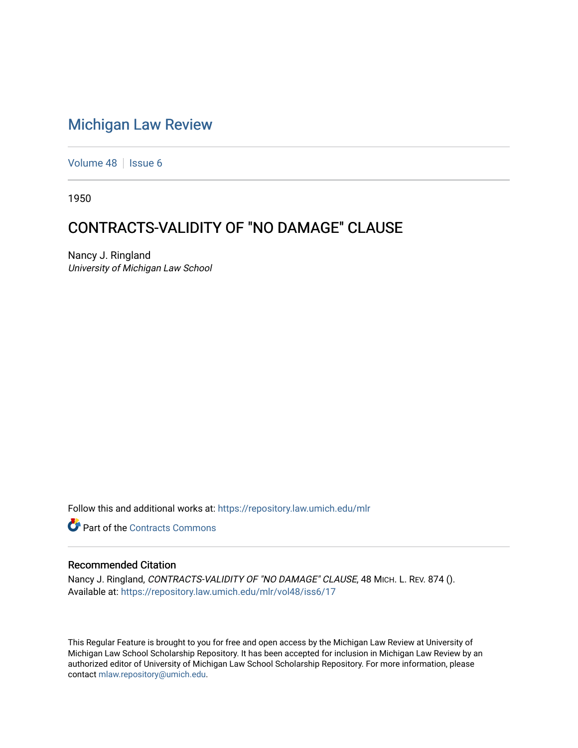# Michigan Law Review

Volume 48 | Issue 6

1950

# CONTRACTS-VALIDITY OF "NO DAMAGE" CLAUSE

Nancy J. Ringland
*University of Michigan Law School*

Follow this and additional works at: https://repository.law.umich.edu/mlr

Part of the Contracts Commons

## Recommended Citation

Nancy J. Ringland, *CONTRACTS-VALIDITY OF "NO DAMAGE" CLAUSE*, 48 MICH. L. REV. 874 ().
Available at: https://repository.law.umich.edu/mlr/vol48/iss6/17

This Regular Feature is brought to you for free and open access by the Michigan Law Review at University of Michigan Law School Scholarship Repository. It has been accepted for inclusion in Michigan Law Review by an authorized editor of University of Michigan Law School Scholarship Repository. For more information, please contact mlaw.repository@umich.edu.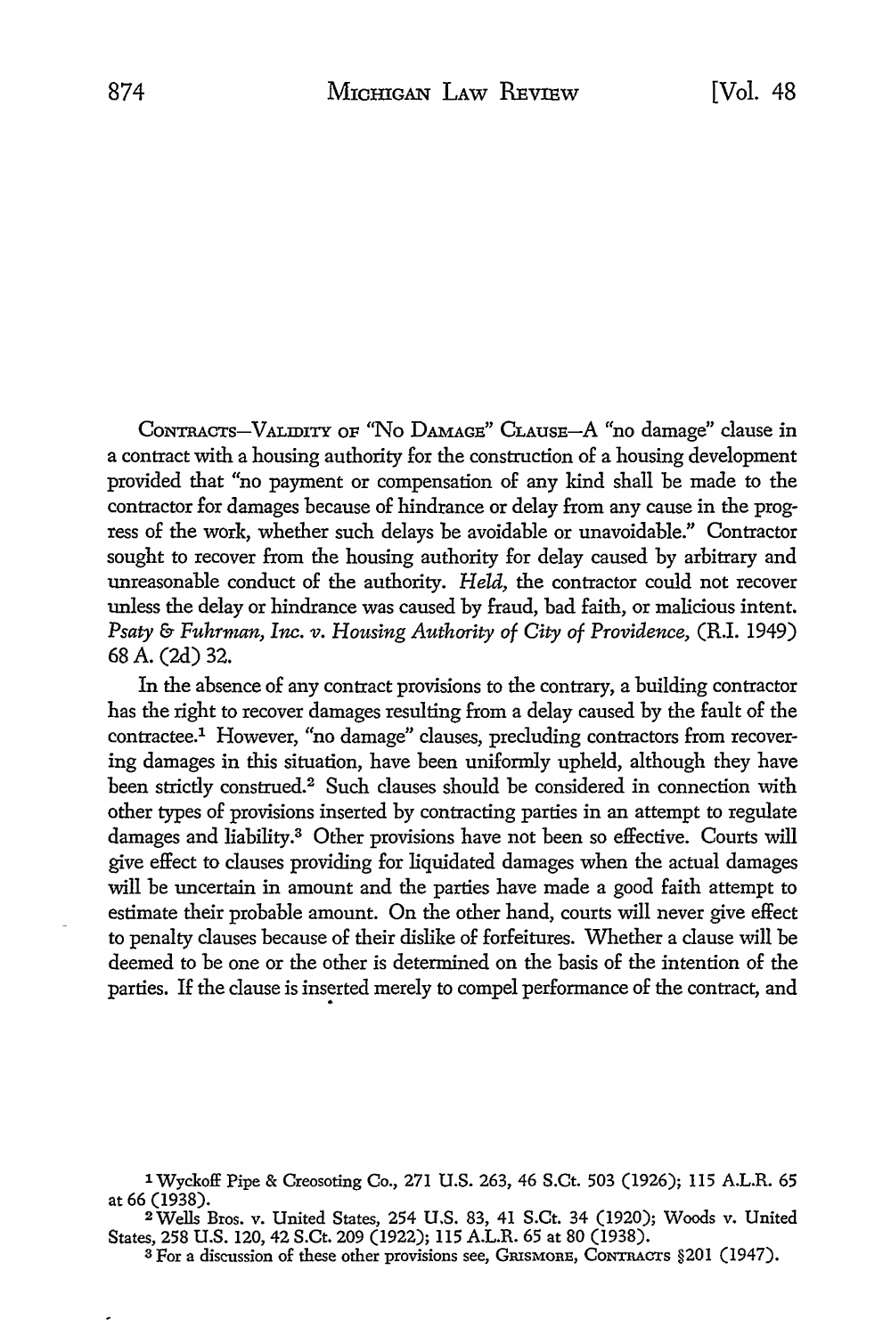CONTRACTS—VALIDITY OF "NO DAMAGE" CLAUSE—A "no damage" clause in a contract with a housing authority for the construction of a housing development provided that "no payment or compensation of any kind shall be made to the contractor for damages because of hindrance or delay from any cause in the progress of the work, whether such delays be avoidable or unavoidable." Contractor sought to recover from the housing authority for delay caused by arbitrary and unreasonable conduct of the authority. *Held,* the contractor could not recover unless the delay or hindrance was caused by fraud, bad faith, or malicious intent. *Psaty & Fuhrman, Inc. v. Housing Authority of City of Providence,* (R.I. 1949) 68 A. (2d) 32.

In the absence of any contract provisions to the contrary, a building contractor has the right to recover damages resulting from a delay caused by the fault of the contractee.[1] However, "no damage" clauses, precluding contractors from recovering damages in this situation, have been uniformly upheld, although they have been strictly construed.[2] Such clauses should be considered in connection with other types of provisions inserted by contracting parties in an attempt to regulate damages and liability.[3] Other provisions have not been so effective. Courts will give effect to clauses providing for liquidated damages when the actual damages will be uncertain in amount and the parties have made a good faith attempt to estimate their probable amount. On the other hand, courts will never give effect to penalty clauses because of their dislike of forfeitures. Whether a clause will be deemed to be one or the other is determined on the basis of the intention of the parties. If the clause is inserted merely to compel performance of the contract, and

---

[1] Wyckoff Pipe & Creosoting Co., 271 U.S. 263, 46 S.Ct. 503 (1926); 115 A.L.R. 65 at 66 (1938).

[2] Wells Bros. v. United States, 254 U.S. 83, 41 S.Ct. 34 (1920); Woods v. United States, 258 U.S. 120, 42 S.Ct. 209 (1922); 115 A.L.R. 65 at 80 (1938).

[3] For a discussion of these other provisions see, GRISMORE, CONTRACTS §201 (1947).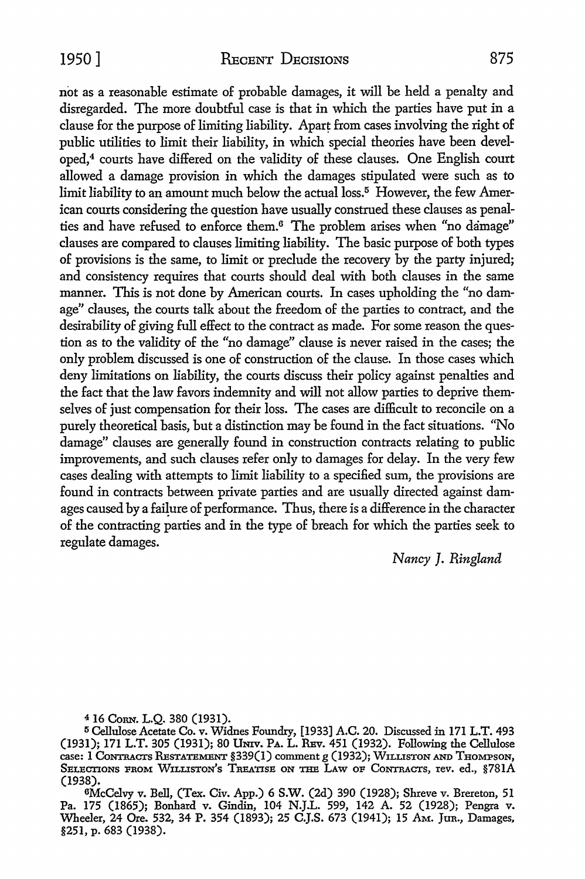not as a reasonable estimate of probable damages, it will be held a penalty and disregarded. The more doubtful case is that in which the parties have put in a clause for the purpose of limiting liability. Apart from cases involving the right of public utilities to limit their liability, in which special theories have been developed,[4] courts have differed on the validity of these clauses. One English court allowed a damage provision in which the damages stipulated were such as to limit liability to an amount much below the actual loss.[5] However, the few American courts considering the question have usually construed these clauses as penalties and have refused to enforce them.[6] The problem arises when "no damage" clauses are compared to clauses limiting liability. The basic purpose of both types of provisions is the same, to limit or preclude the recovery by the party injured; and consistency requires that courts should deal with both clauses in the same manner. This is not done by American courts. In cases upholding the "no damage" clauses, the courts talk about the freedom of the parties to contract, and the desirability of giving full effect to the contract as made. For some reason the question as to the validity of the "no damage" clause is never raised in the cases; the only problem discussed is one of construction of the clause. In those cases which deny limitations on liability, the courts discuss their policy against penalties and the fact that the law favors indemnity and will not allow parties to deprive themselves of just compensation for their loss. The cases are difficult to reconcile on a purely theoretical basis, but a distinction may be found in the fact situations. "No damage" clauses are generally found in construction contracts relating to public improvements, and such clauses refer only to damages for delay. In the very few cases dealing with attempts to limit liability to a specified sum, the provisions are found in contracts between private parties and are usually directed against damages caused by a failure of performance. Thus, there is a difference in the character of the contracting parties and in the type of breach for which the parties seek to regulate damages.

*Nancy J. Ringland*

---

[4] 16 Corn. L.Q. 380 (1931).

[5] Cellulose Acetate Co. v. Widnes Foundry, [1933] A.C. 20. Discussed in 171 L.T. 493 (1931); 171 L.T. 305 (1931); 80 Univ. Pa. L. Rev. 451 (1932). Following the Cellulose case: 1 Contracts Restatement §339(1) comment g (1932); Williston and Thompson, Selections from Williston's Treatise on the Law of Contracts, rev. ed., §781A (1938).

[6] McCelvy v. Bell, (Tex. Civ. App.) 6 S.W. (2d) 390 (1928); Shreve v. Brereton, 51 Pa. 175 (1865); Bonhard v. Gindin, 104 N.J.L. 599, 142 A. 52 (1928); Pengra v. Wheeler, 24 Ore. 532, 34 P. 354 (1893); 25 C.J.S. 673 (1941); 15 Am. Jur., Damages, §251, p. 683 (1938).